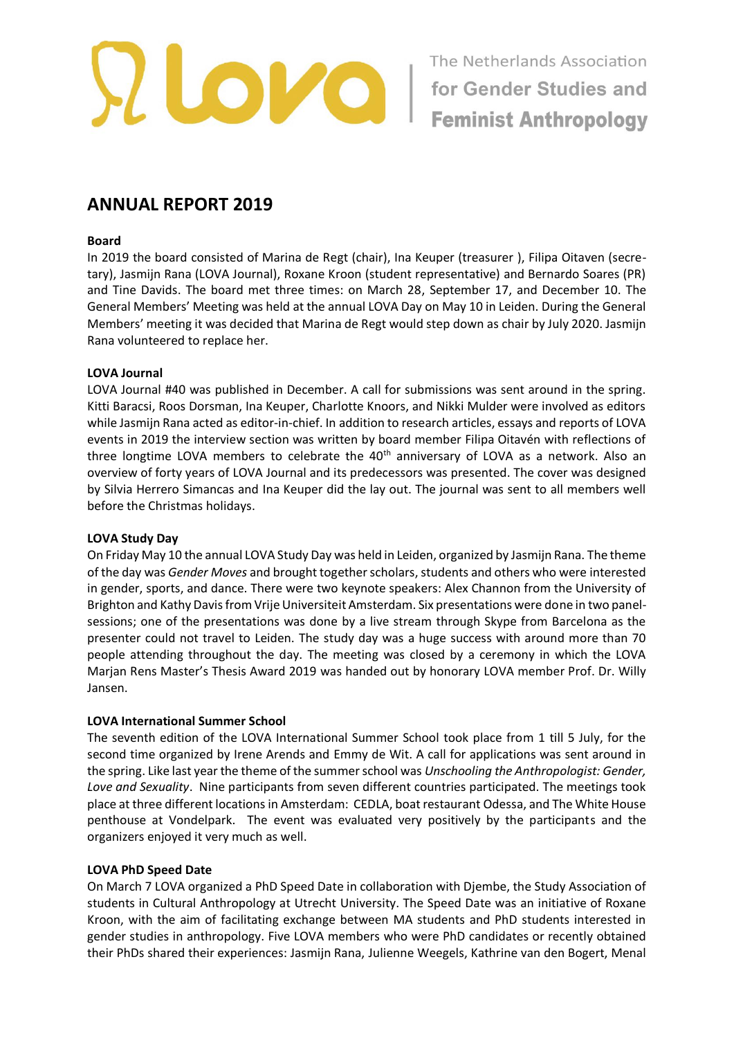lova | The Netherlands Association for Gender Studies and Feminist Anthropology

# ANNUAL REPORT 2019

**Board**

In 2019 the board consisted of Marina de Regt (chair), Ina Keuper (treasurer ), Filipa Oitaven (secretary), Jasmijn Rana (LOVA Journal), Roxane Kroon (student representative) and Bernardo Soares (PR) and Tine Davids. The board met three times: on March 28, September 17, and December 10. The General Members' Meeting was held at the annual LOVA Day on May 10 in Leiden. During the General Members' meeting it was decided that Marina de Regt would step down as chair by July 2020. Jasmijn Rana volunteered to replace her.

**LOVA Journal**

LOVA Journal #40 was published in December. A call for submissions was sent around in the spring. Kitti Baracsi, Roos Dorsman, Ina Keuper, Charlotte Knoors, and Nikki Mulder were involved as editors while Jasmijn Rana acted as editor-in-chief. In addition to research articles, essays and reports of LOVA events in 2019 the interview section was written by board member Filipa Oitavén with reflections of three longtime LOVA members to celebrate the 40th anniversary of LOVA as a network. Also an overview of forty years of LOVA Journal and its predecessors was presented. The cover was designed by Silvia Herrero Simancas and Ina Keuper did the lay out. The journal was sent to all members well before the Christmas holidays.

**LOVA Study Day**

On Friday May 10 the annual LOVA Study Day was held in Leiden, organized by Jasmijn Rana. The theme of the day was *Gender Moves* and brought together scholars, students and others who were interested in gender, sports, and dance. There were two keynote speakers: Alex Channon from the University of Brighton and Kathy Davis from Vrije Universiteit Amsterdam. Six presentations were done in two panel-sessions; one of the presentations was done by a live stream through Skype from Barcelona as the presenter could not travel to Leiden. The study day was a huge success with around more than 70 people attending throughout the day. The meeting was closed by a ceremony in which the LOVA Marjan Rens Master's Thesis Award 2019 was handed out by honorary LOVA member Prof. Dr. Willy Jansen.

**LOVA International Summer School**

The seventh edition of the LOVA International Summer School took place from 1 till 5 July, for the second time organized by Irene Arends and Emmy de Wit. A call for applications was sent around in the spring. Like last year the theme of the summer school was *Unschooling the Anthropologist: Gender, Love and Sexuality*. Nine participants from seven different countries participated. The meetings took place at three different locations in Amsterdam: CEDLA, boat restaurant Odessa, and The White House penthouse at Vondelpark. The event was evaluated very positively by the participants and the organizers enjoyed it very much as well.

**LOVA PhD Speed Date**

On March 7 LOVA organized a PhD Speed Date in collaboration with Djembe, the Study Association of students in Cultural Anthropology at Utrecht University. The Speed Date was an initiative of Roxane Kroon, with the aim of facilitating exchange between MA students and PhD students interested in gender studies in anthropology. Five LOVA members who were PhD candidates or recently obtained their PhDs shared their experiences: Jasmijn Rana, Julienne Weegels, Kathrine van den Bogert, Menal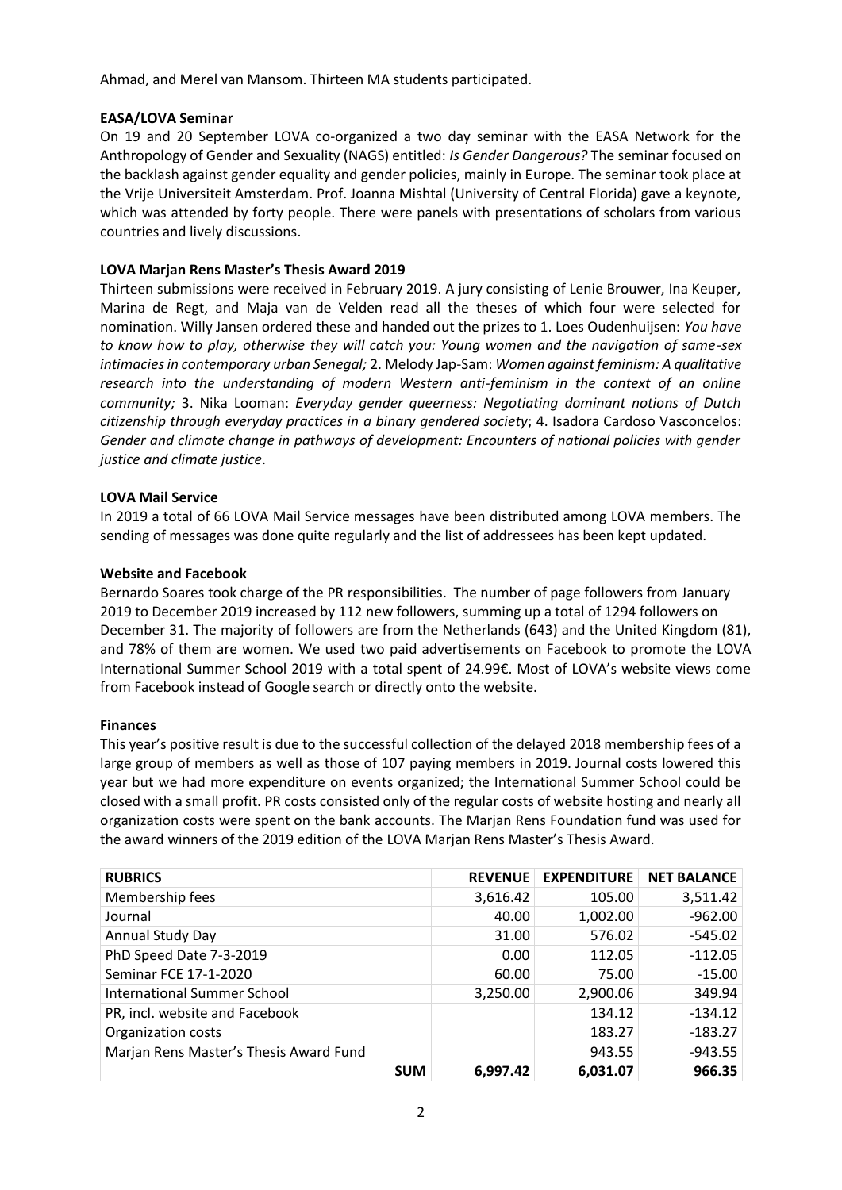Ahmad, and Merel van Mansom. Thirteen MA students participated.

**EASA/LOVA Seminar**

On 19 and 20 September LOVA co-organized a two day seminar with the EASA Network for the Anthropology of Gender and Sexuality (NAGS) entitled: *Is Gender Dangerous?* The seminar focused on the backlash against gender equality and gender policies, mainly in Europe. The seminar took place at the Vrije Universiteit Amsterdam. Prof. Joanna Mishtal (University of Central Florida) gave a keynote, which was attended by forty people. There were panels with presentations of scholars from various countries and lively discussions.

**LOVA Marjan Rens Master's Thesis Award 2019**

Thirteen submissions were received in February 2019. A jury consisting of Lenie Brouwer, Ina Keuper, Marina de Regt, and Maja van de Velden read all the theses of which four were selected for nomination. Willy Jansen ordered these and handed out the prizes to 1. Loes Oudenhuijsen: *You have to know how to play, otherwise they will catch you: Young women and the navigation of same-sex intimacies in contemporary urban Senegal;* 2. Melody Jap-Sam: *Women against feminism: A qualitative research into the understanding of modern Western anti-feminism in the context of an online community;* 3. Nika Looman: *Everyday gender queerness: Negotiating dominant notions of Dutch citizenship through everyday practices in a binary gendered society*; 4. Isadora Cardoso Vasconcelos: *Gender and climate change in pathways of development: Encounters of national policies with gender justice and climate justice*.

**LOVA Mail Service**

In 2019 a total of 66 LOVA Mail Service messages have been distributed among LOVA members. The sending of messages was done quite regularly and the list of addressees has been kept updated.

**Website and Facebook**

Bernardo Soares took charge of the PR responsibilities. The number of page followers from January 2019 to December 2019 increased by 112 new followers, summing up a total of 1294 followers on December 31. The majority of followers are from the Netherlands (643) and the United Kingdom (81), and 78% of them are women. We used two paid advertisements on Facebook to promote the LOVA International Summer School 2019 with a total spent of 24.99€. Most of LOVA's website views come from Facebook instead of Google search or directly onto the website.

**Finances**

This year's positive result is due to the successful collection of the delayed 2018 membership fees of a large group of members as well as those of 107 paying members in 2019. Journal costs lowered this year but we had more expenditure on events organized; the International Summer School could be closed with a small profit. PR costs consisted only of the regular costs of website hosting and nearly all organization costs were spent on the bank accounts. The Marjan Rens Foundation fund was used for the award winners of the 2019 edition of the LOVA Marjan Rens Master's Thesis Award.

| RUBRICS | REVENUE | EXPENDITURE | NET BALANCE |
|---|---|---|---|
| Membership fees | 3,616.42 | 105.00 | 3,511.42 |
| Journal | 40.00 | 1,002.00 | -962.00 |
| Annual Study Day | 31.00 | 576.02 | -545.02 |
| PhD Speed Date 7-3-2019 | 0.00 | 112.05 | -112.05 |
| Seminar FCE 17-1-2020 | 60.00 | 75.00 | -15.00 |
| International Summer School | 3,250.00 | 2,900.06 | 349.94 |
| PR, incl. website and Facebook | | 134.12 | -134.12 |
| Organization costs | | 183.27 | -183.27 |
| Marjan Rens Master's Thesis Award Fund | | 943.55 | -943.55 |
| **SUM** | **6,997.42** | **6,031.07** | **966.35** |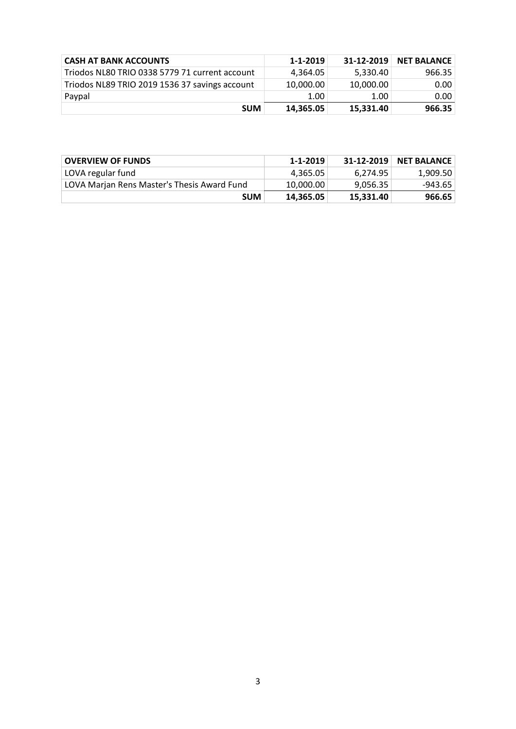| CASH AT BANK ACCOUNTS | 1-1-2019 | 31-12-2019 | NET BALANCE |
|---|---|---|---|
| Triodos NL80 TRIO 0338 5779 71 current account | 4,364.05 | 5,330.40 | 966.35 |
| Triodos NL89 TRIO 2019 1536 37 savings account | 10,000.00 | 10,000.00 | 0.00 |
| Paypal | 1.00 | 1.00 | 0.00 |
| **SUM** | **14,365.05** | **15,331.40** | **966.35** |

| OVERVIEW OF FUNDS | 1-1-2019 | 31-12-2019 | NET BALANCE |
|---|---|---|---|
| LOVA regular fund | 4,365.05 | 6,274.95 | 1,909.50 |
| LOVA Marjan Rens Master's Thesis Award Fund | 10,000.00 | 9,056.35 | -943.65 |
| **SUM** | **14,365.05** | **15,331.40** | **966.65** |